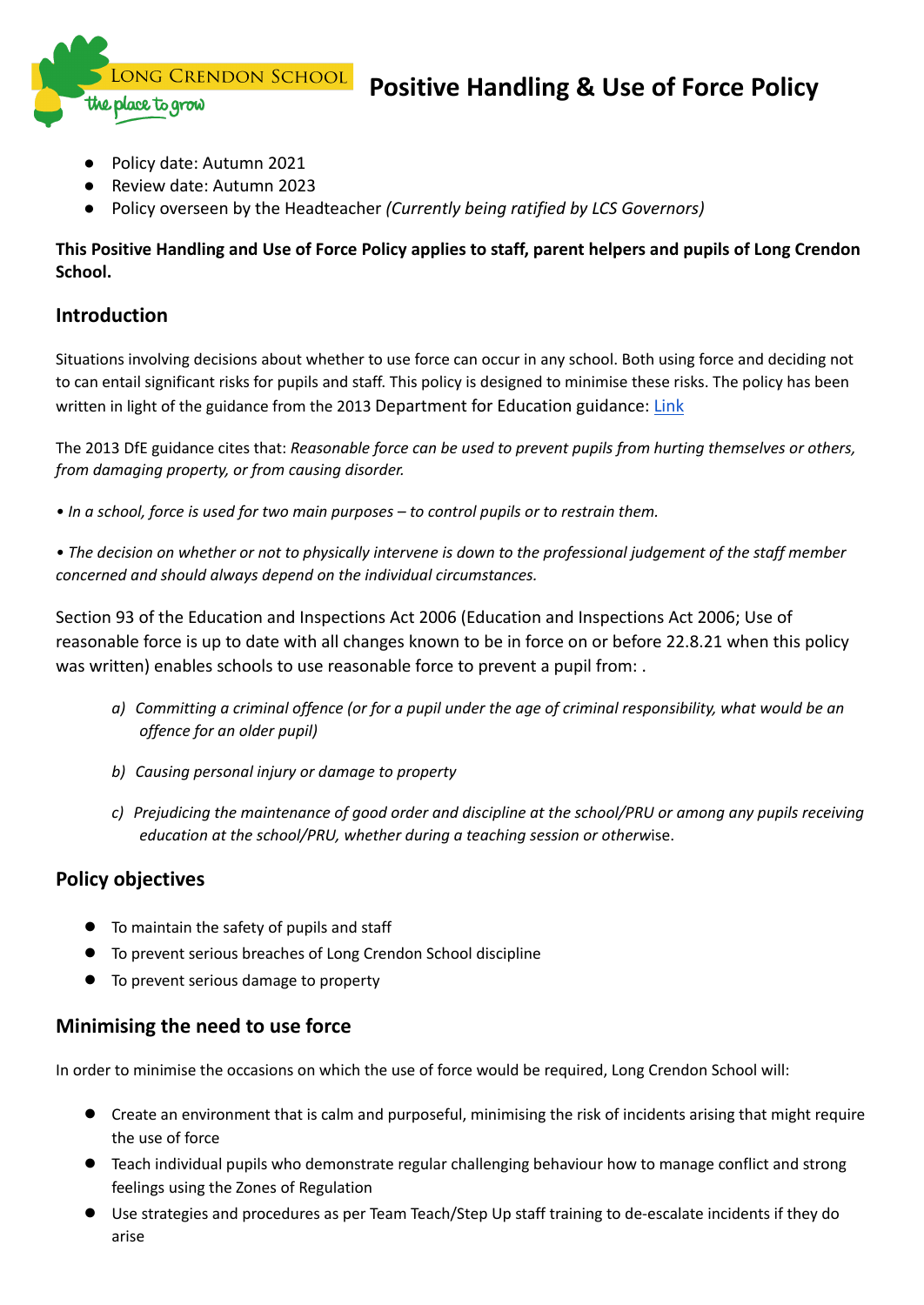# Positive Handling & Use of Force Policy

Long Crendon School – the place to grow

- Policy date: Autumn 2021
- Review date: Autumn 2023
- Policy overseen by the Headteacher *(Currently being ratified by LCS Governors)*

**This Positive Handling and Use of Force Policy applies to staff, parent helpers and pupils of Long Crendon School.**

## Introduction

Situations involving decisions about whether to use force can occur in any school. Both using force and deciding not to can entail significant risks for pupils and staff. This policy is designed to minimise these risks. The policy has been written in light of the guidance from the 2013 Department for Education guidance: Link

The 2013 DfE guidance cites that: *Reasonable force can be used to prevent pupils from hurting themselves or others, from damaging property, or from causing disorder.*

*• In a school, force is used for two main purposes – to control pupils or to restrain them.*

*• The decision on whether or not to physically intervene is down to the professional judgement of the staff member concerned and should always depend on the individual circumstances.*

Section 93 of the Education and Inspections Act 2006 (Education and Inspections Act 2006; Use of reasonable force is up to date with all changes known to be in force on or before 22.8.21 when this policy was written) enables schools to use reasonable force to prevent a pupil from: .

a) *Committing a criminal offence (or for a pupil under the age of criminal responsibility, what would be an offence for an older pupil)*

b) *Causing personal injury or damage to property*

c) *Prejudicing the maintenance of good order and discipline at the school/PRU or among any pupils receiving education at the school/PRU, whether during a teaching session or otherwise*.

## Policy objectives

- To maintain the safety of pupils and staff
- To prevent serious breaches of Long Crendon School discipline
- To prevent serious damage to property

## Minimising the need to use force

In order to minimise the occasions on which the use of force would be required, Long Crendon School will:

- Create an environment that is calm and purposeful, minimising the risk of incidents arising that might require the use of force
- Teach individual pupils who demonstrate regular challenging behaviour how to manage conflict and strong feelings using the Zones of Regulation
- Use strategies and procedures as per Team Teach/Step Up staff training to de-escalate incidents if they do arise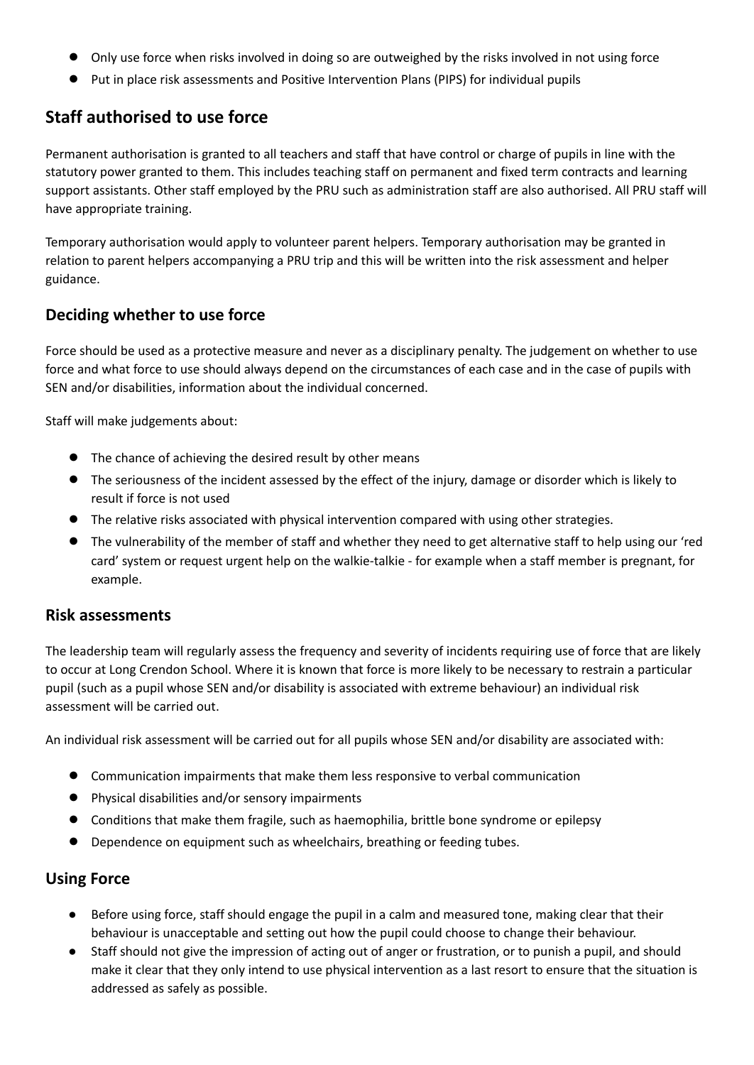- Only use force when risks involved in doing so are outweighed by the risks involved in not using force
- Put in place risk assessments and Positive Intervention Plans (PIPS) for individual pupils

## Staff authorised to use force

Permanent authorisation is granted to all teachers and staff that have control or charge of pupils in line with the statutory power granted to them. This includes teaching staff on permanent and fixed term contracts and learning support assistants. Other staff employed by the PRU such as administration staff are also authorised. All PRU staff will have appropriate training.

Temporary authorisation would apply to volunteer parent helpers. Temporary authorisation may be granted in relation to parent helpers accompanying a PRU trip and this will be written into the risk assessment and helper guidance.

### Deciding whether to use force

Force should be used as a protective measure and never as a disciplinary penalty. The judgement on whether to use force and what force to use should always depend on the circumstances of each case and in the case of pupils with SEN and/or disabilities, information about the individual concerned.

Staff will make judgements about:

- The chance of achieving the desired result by other means
- The seriousness of the incident assessed by the effect of the injury, damage or disorder which is likely to result if force is not used
- The relative risks associated with physical intervention compared with using other strategies.
- The vulnerability of the member of staff and whether they need to get alternative staff to help using our 'red card' system or request urgent help on the walkie-talkie - for example when a staff member is pregnant, for example.

### Risk assessments

The leadership team will regularly assess the frequency and severity of incidents requiring use of force that are likely to occur at Long Crendon School. Where it is known that force is more likely to be necessary to restrain a particular pupil (such as a pupil whose SEN and/or disability is associated with extreme behaviour) an individual risk assessment will be carried out.

An individual risk assessment will be carried out for all pupils whose SEN and/or disability are associated with:

- Communication impairments that make them less responsive to verbal communication
- Physical disabilities and/or sensory impairments
- Conditions that make them fragile, such as haemophilia, brittle bone syndrome or epilepsy
- Dependence on equipment such as wheelchairs, breathing or feeding tubes.

### Using Force

- Before using force, staff should engage the pupil in a calm and measured tone, making clear that their behaviour is unacceptable and setting out how the pupil could choose to change their behaviour.
- Staff should not give the impression of acting out of anger or frustration, or to punish a pupil, and should make it clear that they only intend to use physical intervention as a last resort to ensure that the situation is addressed as safely as possible.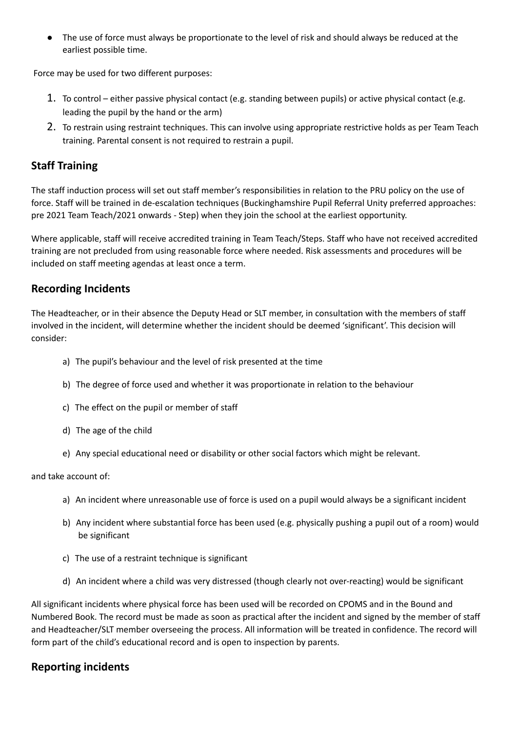- The use of force must always be proportionate to the level of risk and should always be reduced at the earliest possible time.

Force may be used for two different purposes:

1. To control – either passive physical contact (e.g. standing between pupils) or active physical contact (e.g. leading the pupil by the hand or the arm)
2. To restrain using restraint techniques. This can involve using appropriate restrictive holds as per Team Teach training. Parental consent is not required to restrain a pupil.

## Staff Training

The staff induction process will set out staff member's responsibilities in relation to the PRU policy on the use of force. Staff will be trained in de-escalation techniques (Buckinghamshire Pupil Referral Unity preferred approaches: pre 2021 Team Teach/2021 onwards - Step) when they join the school at the earliest opportunity.

Where applicable, staff will receive accredited training in Team Teach/Steps. Staff who have not received accredited training are not precluded from using reasonable force where needed. Risk assessments and procedures will be included on staff meeting agendas at least once a term.

## Recording Incidents

The Headteacher, or in their absence the Deputy Head or SLT member, in consultation with the members of staff involved in the incident, will determine whether the incident should be deemed 'significant'. This decision will consider:

a) The pupil's behaviour and the level of risk presented at the time

b) The degree of force used and whether it was proportionate in relation to the behaviour

c) The effect on the pupil or member of staff

d) The age of the child

e) Any special educational need or disability or other social factors which might be relevant.

and take account of:

a) An incident where unreasonable use of force is used on a pupil would always be a significant incident

b) Any incident where substantial force has been used (e.g. physically pushing a pupil out of a room) would be significant

c) The use of a restraint technique is significant

d) An incident where a child was very distressed (though clearly not over-reacting) would be significant

All significant incidents where physical force has been used will be recorded on CPOMS and in the Bound and Numbered Book. The record must be made as soon as practical after the incident and signed by the member of staff and Headteacher/SLT member overseeing the process. All information will be treated in confidence. The record will form part of the child's educational record and is open to inspection by parents.

## Reporting incidents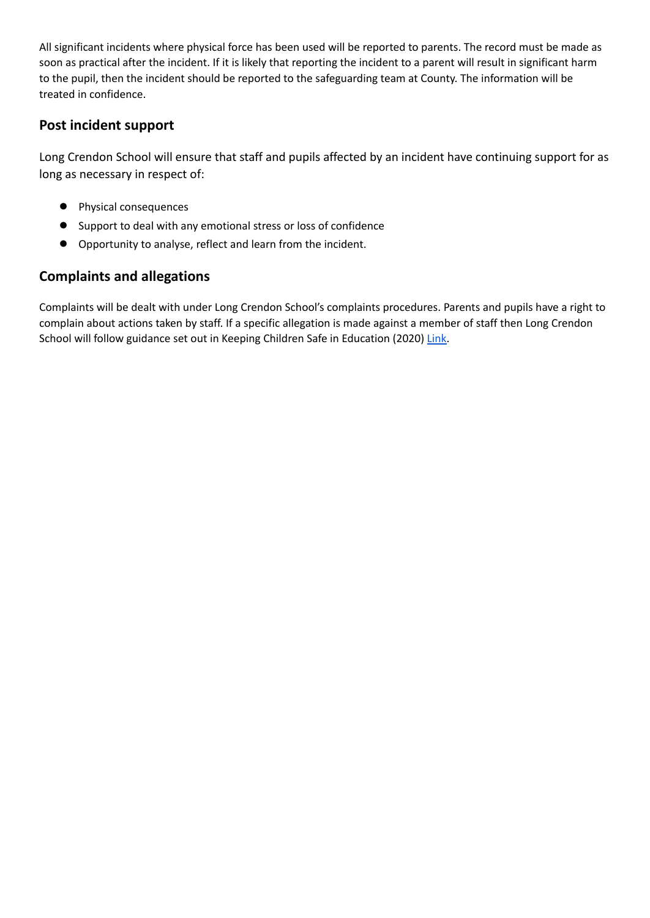All significant incidents where physical force has been used will be reported to parents. The record must be made as soon as practical after the incident. If it is likely that reporting the incident to a parent will result in significant harm to the pupil, then the incident should be reported to the safeguarding team at County. The information will be treated in confidence.

## Post incident support

Long Crendon School will ensure that staff and pupils affected by an incident have continuing support for as long as necessary in respect of:

- Physical consequences
- Support to deal with any emotional stress or loss of confidence
- Opportunity to analyse, reflect and learn from the incident.

## Complaints and allegations

Complaints will be dealt with under Long Crendon School's complaints procedures. Parents and pupils have a right to complain about actions taken by staff. If a specific allegation is made against a member of staff then Long Crendon School will follow guidance set out in Keeping Children Safe in Education (2020) Link.